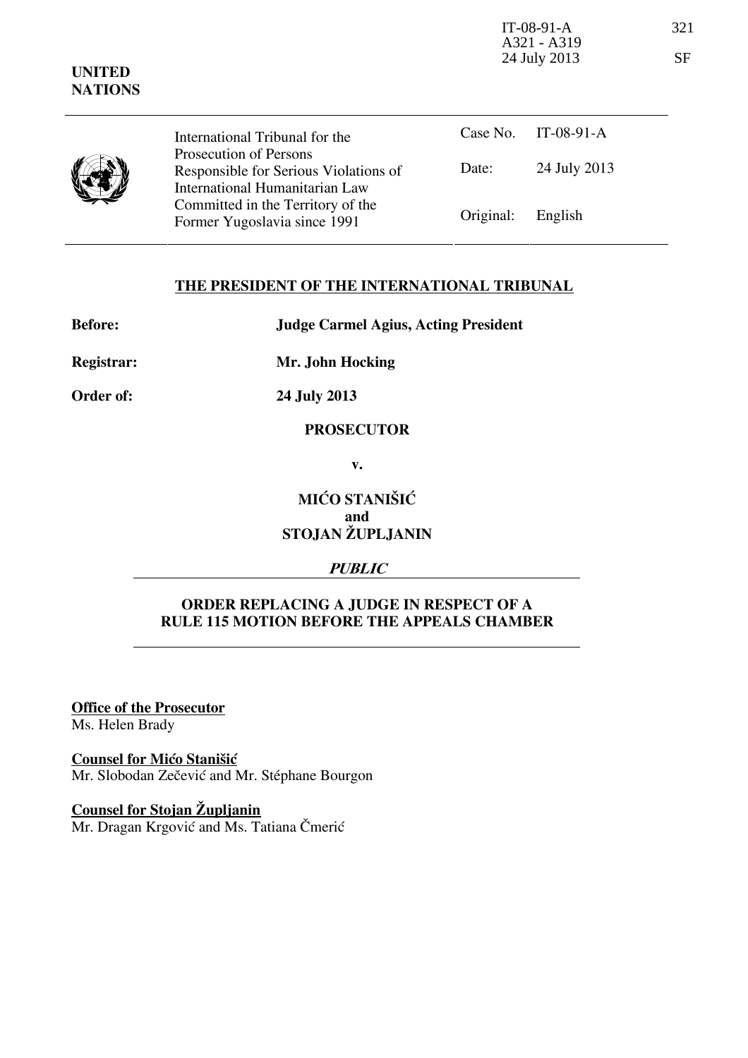IT-08-91-A 321
A321 - A319
24 July 2013 SF

**UNITED NATIONS**

| International Tribunal for the Prosecution of Persons Responsible for Serious Violations of International Humanitarian Law Committed in the Territory of the Former Yugoslavia since 1991 | Case No. | IT-08-91-A |
|---|---|---|
| | Date: | 24 July 2013 |
| | Original: | English |

**THE PRESIDENT OF THE INTERNATIONAL TRIBUNAL**

**Before:** **Judge Carmel Agius, Acting President**

**Registrar:** **Mr. John Hocking**

**Order of:** **24 July 2013**

**PROSECUTOR**

**v.**

**MIĆO STANIŠIĆ**
**and**
**STOJAN ŽUPLJANIN**

***PUBLIC***

**ORDER REPLACING A JUDGE IN RESPECT OF A RULE 115 MOTION BEFORE THE APPEALS CHAMBER**

**Office of the Prosecutor**
Ms. Helen Brady

**Counsel for Mićo Stanišić**
Mr. Slobodan Zečević and Mr. Stéphane Bourgon

**Counsel for Stojan Župljanin**
Mr. Dragan Krgović and Ms. Tatiana Čmerić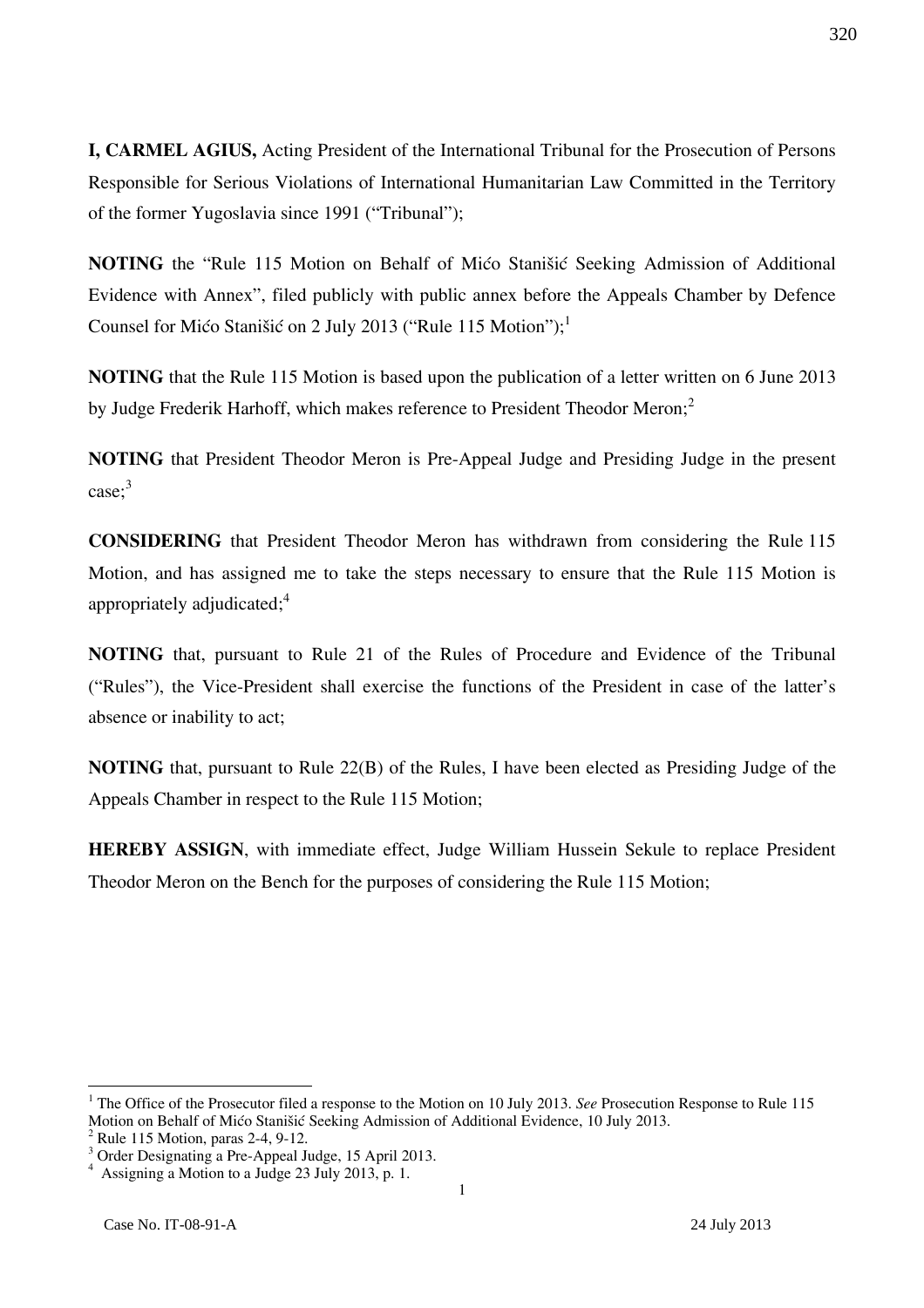**I, CARMEL AGIUS,** Acting President of the International Tribunal for the Prosecution of Persons Responsible for Serious Violations of International Humanitarian Law Committed in the Territory of the former Yugoslavia since 1991 ("Tribunal");

**NOTING** the "Rule 115 Motion on Behalf of Mićo Stanišić Seeking Admission of Additional Evidence with Annex", filed publicly with public annex before the Appeals Chamber by Defence Counsel for Mićo Stanišić on 2 July 2013 ("Rule 115 Motion");[1]

**NOTING** that the Rule 115 Motion is based upon the publication of a letter written on 6 June 2013 by Judge Frederik Harhoff, which makes reference to President Theodor Meron;[2]

**NOTING** that President Theodor Meron is Pre-Appeal Judge and Presiding Judge in the present case;[3]

**CONSIDERING** that President Theodor Meron has withdrawn from considering the Rule 115 Motion, and has assigned me to take the steps necessary to ensure that the Rule 115 Motion is appropriately adjudicated;[4]

**NOTING** that, pursuant to Rule 21 of the Rules of Procedure and Evidence of the Tribunal ("Rules"), the Vice-President shall exercise the functions of the President in case of the latter's absence or inability to act;

**NOTING** that, pursuant to Rule 22(B) of the Rules, I have been elected as Presiding Judge of the Appeals Chamber in respect to the Rule 115 Motion;

**HEREBY ASSIGN**, with immediate effect, Judge William Hussein Sekule to replace President Theodor Meron on the Bench for the purposes of considering the Rule 115 Motion;

---

[1] The Office of the Prosecutor filed a response to the Motion on 10 July 2013. *See* Prosecution Response to Rule 115 Motion on Behalf of Mićo Stanišić Seeking Admission of Additional Evidence, 10 July 2013.

[2] Rule 115 Motion, paras 2-4, 9-12.

[3] Order Designating a Pre-Appeal Judge, 15 April 2013.

[4] Assigning a Motion to a Judge 23 July 2013, p. 1.

Case No. IT-08-91-A 24 July 2013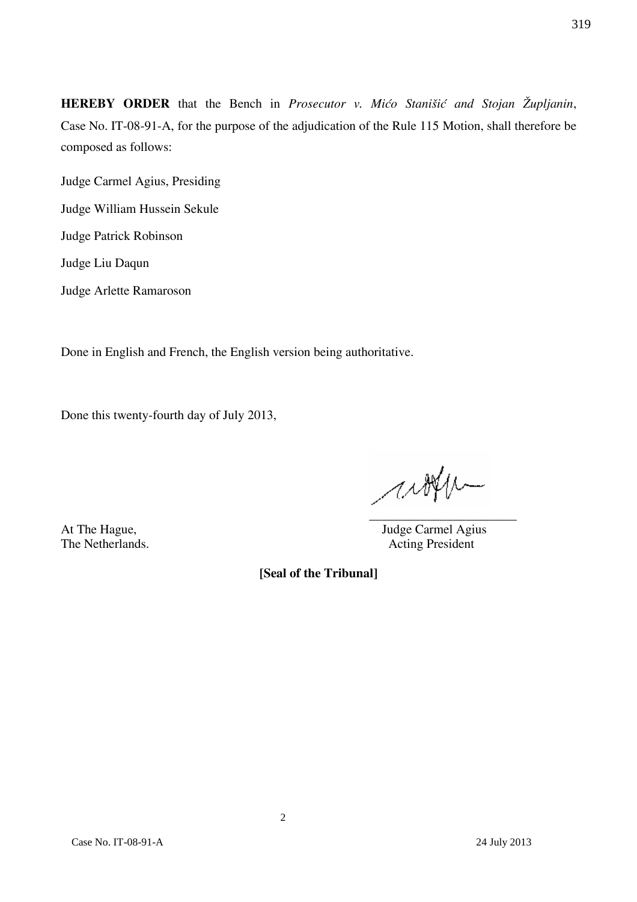**HEREBY ORDER** that the Bench in *Prosecutor v. Mićo Stanišić and Stojan Župljanin*, Case No. IT-08-91-A, for the purpose of the adjudication of the Rule 115 Motion, shall therefore be composed as follows:

Judge Carmel Agius, Presiding

Judge William Hussein Sekule

Judge Patrick Robinson

Judge Liu Daqun

Judge Arlette Ramaroson

Done in English and French, the English version being authoritative.

Done this twenty-fourth day of July 2013,

At The Hague,
The Netherlands.

_______________________
Judge Carmel Agius
Acting President

**[Seal of the Tribunal]**